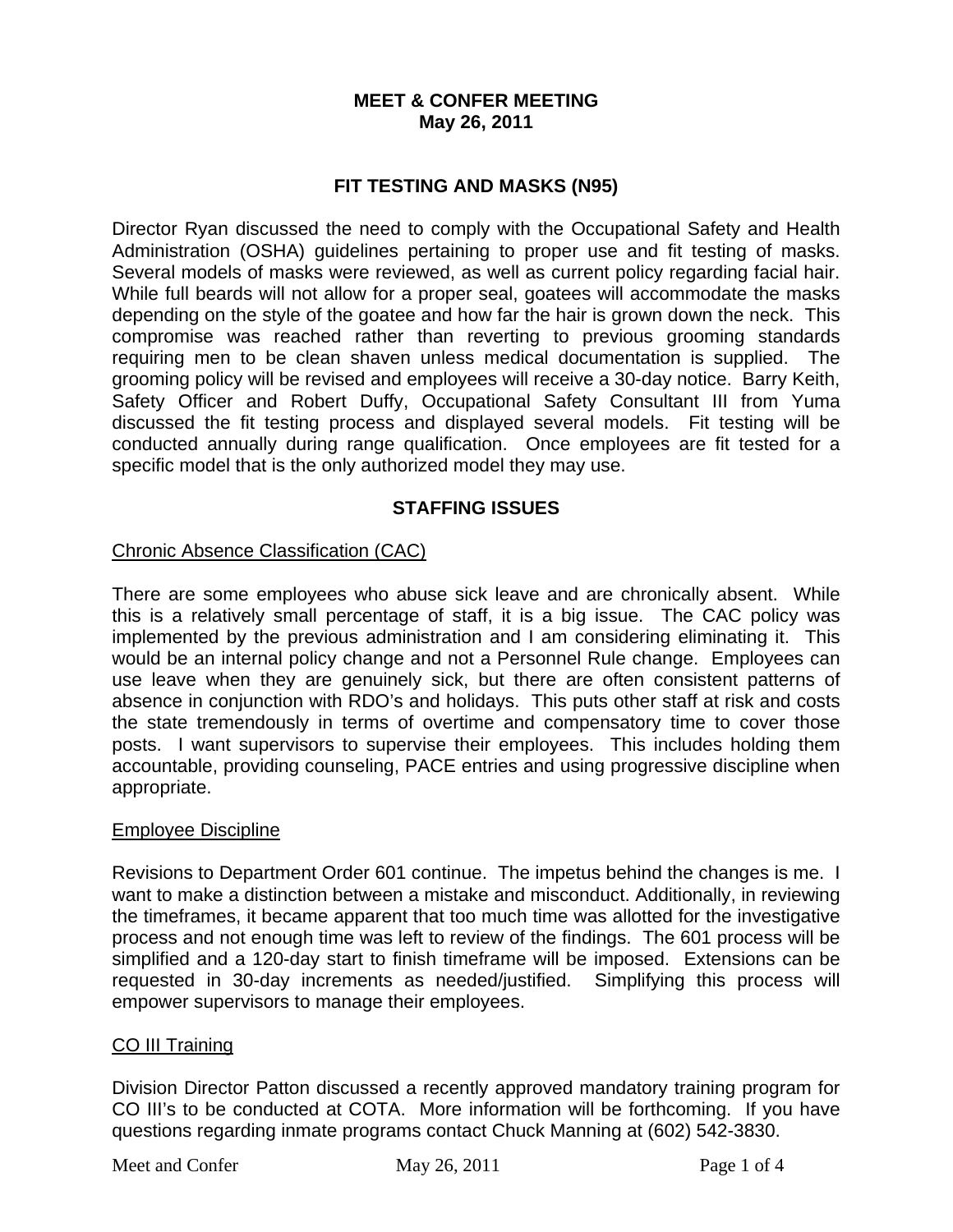# MEET & CONFER MEETING
## May 26, 2011

## FIT TESTING AND MASKS (N95)

Director Ryan discussed the need to comply with the Occupational Safety and Health Administration (OSHA) guidelines pertaining to proper use and fit testing of masks. Several models of masks were reviewed, as well as current policy regarding facial hair. While full beards will not allow for a proper seal, goatees will accommodate the masks depending on the style of the goatee and how far the hair is grown down the neck. This compromise was reached rather than reverting to previous grooming standards requiring men to be clean shaven unless medical documentation is supplied. The grooming policy will be revised and employees will receive a 30-day notice. Barry Keith, Safety Officer and Robert Duffy, Occupational Safety Consultant III from Yuma discussed the fit testing process and displayed several models. Fit testing will be conducted annually during range qualification. Once employees are fit tested for a specific model that is the only authorized model they may use.

## STAFFING ISSUES

### Chronic Absence Classification (CAC)

There are some employees who abuse sick leave and are chronically absent. While this is a relatively small percentage of staff, it is a big issue. The CAC policy was implemented by the previous administration and I am considering eliminating it. This would be an internal policy change and not a Personnel Rule change. Employees can use leave when they are genuinely sick, but there are often consistent patterns of absence in conjunction with RDO's and holidays. This puts other staff at risk and costs the state tremendously in terms of overtime and compensatory time to cover those posts. I want supervisors to supervise their employees. This includes holding them accountable, providing counseling, PACE entries and using progressive discipline when appropriate.

### Employee Discipline

Revisions to Department Order 601 continue. The impetus behind the changes is me. I want to make a distinction between a mistake and misconduct. Additionally, in reviewing the timeframes, it became apparent that too much time was allotted for the investigative process and not enough time was left to review of the findings. The 601 process will be simplified and a 120-day start to finish timeframe will be imposed. Extensions can be requested in 30-day increments as needed/justified. Simplifying this process will empower supervisors to manage their employees.

### CO III Training

Division Director Patton discussed a recently approved mandatory training program for CO III's to be conducted at COTA. More information will be forthcoming. If you have questions regarding inmate programs contact Chuck Manning at (602) 542-3830.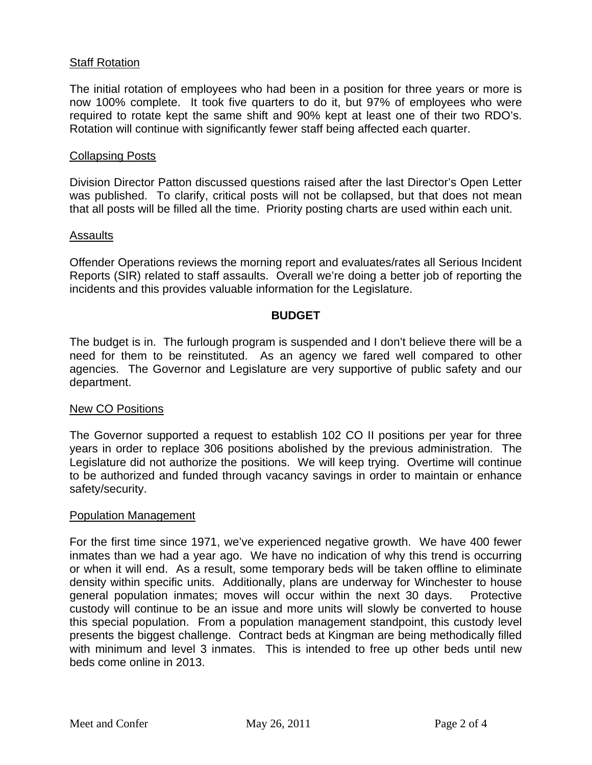<u>Staff Rotation</u>

The initial rotation of employees who had been in a position for three years or more is now 100% complete. It took five quarters to do it, but 97% of employees who were required to rotate kept the same shift and 90% kept at least one of their two RDO's. Rotation will continue with significantly fewer staff being affected each quarter.

<u>Collapsing Posts</u>

Division Director Patton discussed questions raised after the last Director's Open Letter was published. To clarify, critical posts will not be collapsed, but that does not mean that all posts will be filled all the time. Priority posting charts are used within each unit.

<u>Assaults</u>

Offender Operations reviews the morning report and evaluates/rates all Serious Incident Reports (SIR) related to staff assaults. Overall we're doing a better job of reporting the incidents and this provides valuable information for the Legislature.

## BUDGET

The budget is in. The furlough program is suspended and I don't believe there will be a need for them to be reinstituted. As an agency we fared well compared to other agencies. The Governor and Legislature are very supportive of public safety and our department.

<u>New CO Positions</u>

The Governor supported a request to establish 102 CO II positions per year for three years in order to replace 306 positions abolished by the previous administration. The Legislature did not authorize the positions. We will keep trying. Overtime will continue to be authorized and funded through vacancy savings in order to maintain or enhance safety/security.

<u>Population Management</u>

For the first time since 1971, we've experienced negative growth. We have 400 fewer inmates than we had a year ago. We have no indication of why this trend is occurring or when it will end. As a result, some temporary beds will be taken offline to eliminate density within specific units. Additionally, plans are underway for Winchester to house general population inmates; moves will occur within the next 30 days. Protective custody will continue to be an issue and more units will slowly be converted to house this special population. From a population management standpoint, this custody level presents the biggest challenge. Contract beds at Kingman are being methodically filled with minimum and level 3 inmates. This is intended to free up other beds until new beds come online in 2013.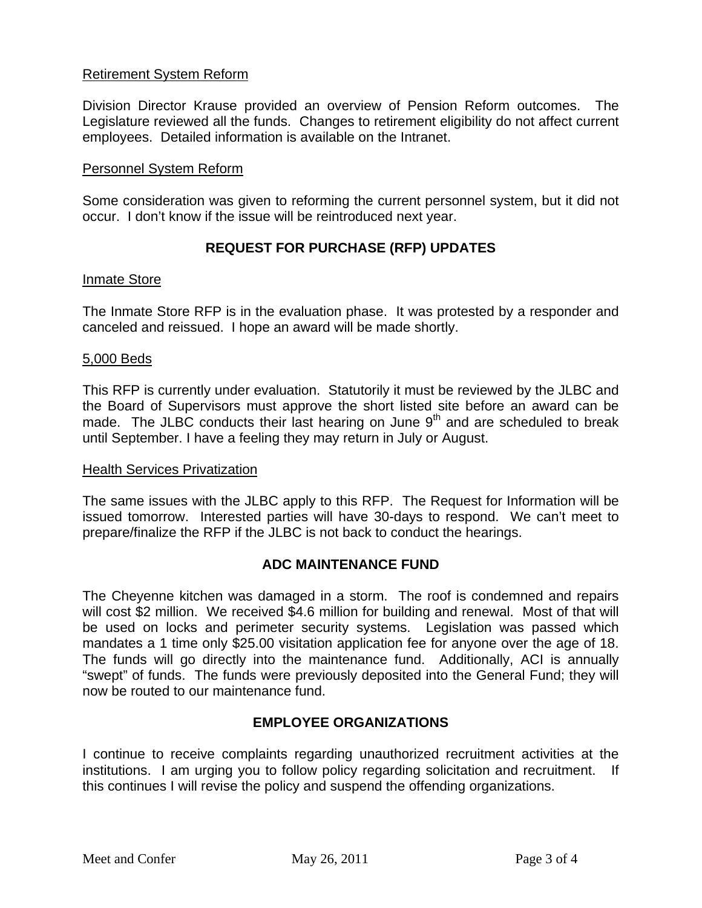Retirement System Reform

Division Director Krause provided an overview of Pension Reform outcomes. The Legislature reviewed all the funds. Changes to retirement eligibility do not affect current employees. Detailed information is available on the Intranet.

Personnel System Reform

Some consideration was given to reforming the current personnel system, but it did not occur. I don't know if the issue will be reintroduced next year.

## REQUEST FOR PURCHASE (RFP) UPDATES

Inmate Store

The Inmate Store RFP is in the evaluation phase. It was protested by a responder and canceled and reissued. I hope an award will be made shortly.

5,000 Beds

This RFP is currently under evaluation. Statutorily it must be reviewed by the JLBC and the Board of Supervisors must approve the short listed site before an award can be made. The JLBC conducts their last hearing on June 9th and are scheduled to break until September. I have a feeling they may return in July or August.

Health Services Privatization

The same issues with the JLBC apply to this RFP. The Request for Information will be issued tomorrow. Interested parties will have 30-days to respond. We can't meet to prepare/finalize the RFP if the JLBC is not back to conduct the hearings.

## ADC MAINTENANCE FUND

The Cheyenne kitchen was damaged in a storm. The roof is condemned and repairs will cost $2 million. We received $4.6 million for building and renewal. Most of that will be used on locks and perimeter security systems. Legislation was passed which mandates a 1 time only $25.00 visitation application fee for anyone over the age of 18. The funds will go directly into the maintenance fund. Additionally, ACI is annually "swept" of funds. The funds were previously deposited into the General Fund; they will now be routed to our maintenance fund.

## EMPLOYEE ORGANIZATIONS

I continue to receive complaints regarding unauthorized recruitment activities at the institutions. I am urging you to follow policy regarding solicitation and recruitment. If this continues I will revise the policy and suspend the offending organizations.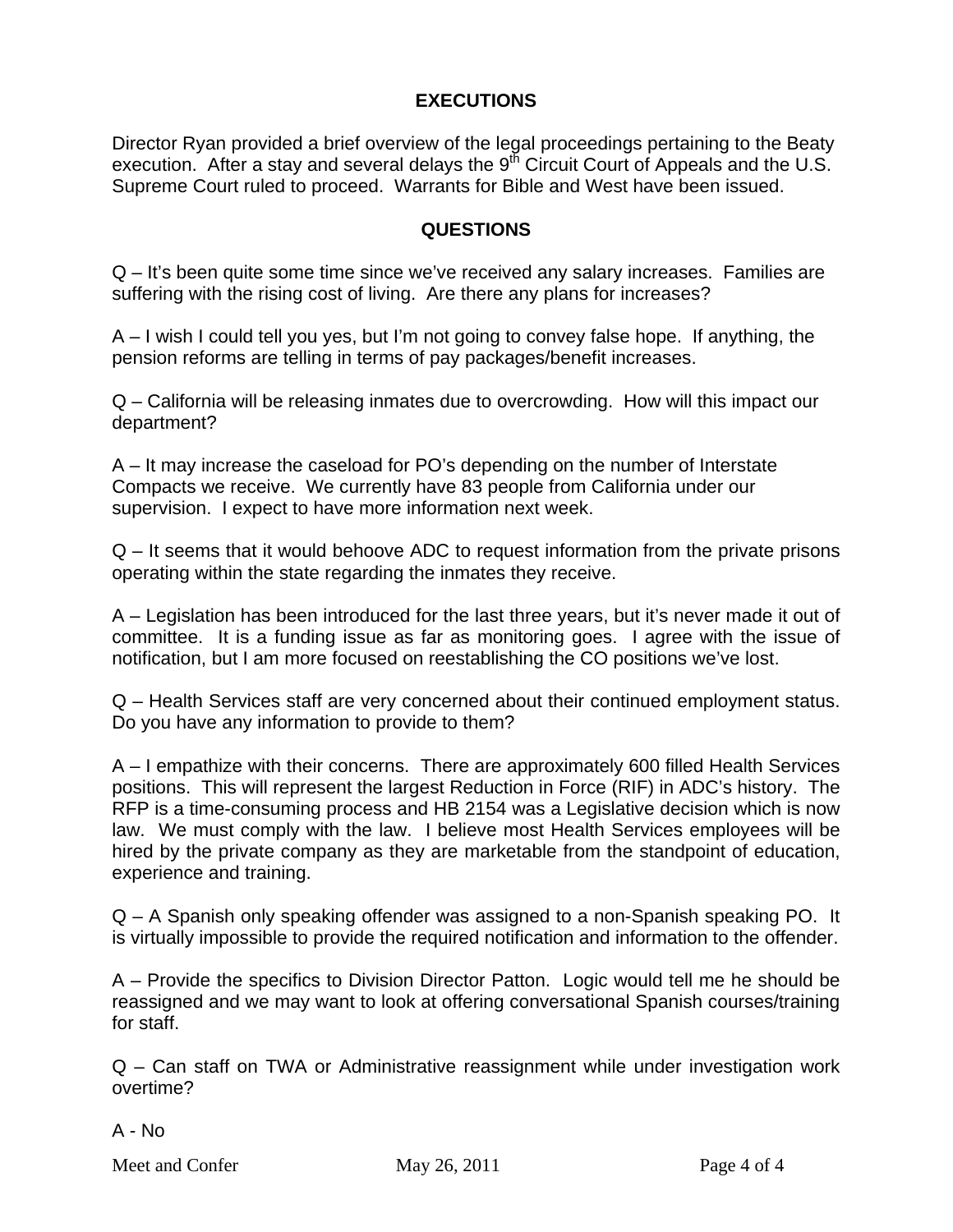## EXECUTIONS

Director Ryan provided a brief overview of the legal proceedings pertaining to the Beaty execution. After a stay and several delays the 9th Circuit Court of Appeals and the U.S. Supreme Court ruled to proceed. Warrants for Bible and West have been issued.

## QUESTIONS

Q – It's been quite some time since we've received any salary increases. Families are suffering with the rising cost of living. Are there any plans for increases?

A – I wish I could tell you yes, but I'm not going to convey false hope. If anything, the pension reforms are telling in terms of pay packages/benefit increases.

Q – California will be releasing inmates due to overcrowding. How will this impact our department?

A – It may increase the caseload for PO's depending on the number of Interstate Compacts we receive. We currently have 83 people from California under our supervision. I expect to have more information next week.

Q – It seems that it would behoove ADC to request information from the private prisons operating within the state regarding the inmates they receive.

A – Legislation has been introduced for the last three years, but it's never made it out of committee. It is a funding issue as far as monitoring goes. I agree with the issue of notification, but I am more focused on reestablishing the CO positions we've lost.

Q – Health Services staff are very concerned about their continued employment status. Do you have any information to provide to them?

A – I empathize with their concerns. There are approximately 600 filled Health Services positions. This will represent the largest Reduction in Force (RIF) in ADC's history. The RFP is a time-consuming process and HB 2154 was a Legislative decision which is now law. We must comply with the law. I believe most Health Services employees will be hired by the private company as they are marketable from the standpoint of education, experience and training.

Q – A Spanish only speaking offender was assigned to a non-Spanish speaking PO. It is virtually impossible to provide the required notification and information to the offender.

A – Provide the specifics to Division Director Patton. Logic would tell me he should be reassigned and we may want to look at offering conversational Spanish courses/training for staff.

Q – Can staff on TWA or Administrative reassignment while under investigation work overtime?

A - No